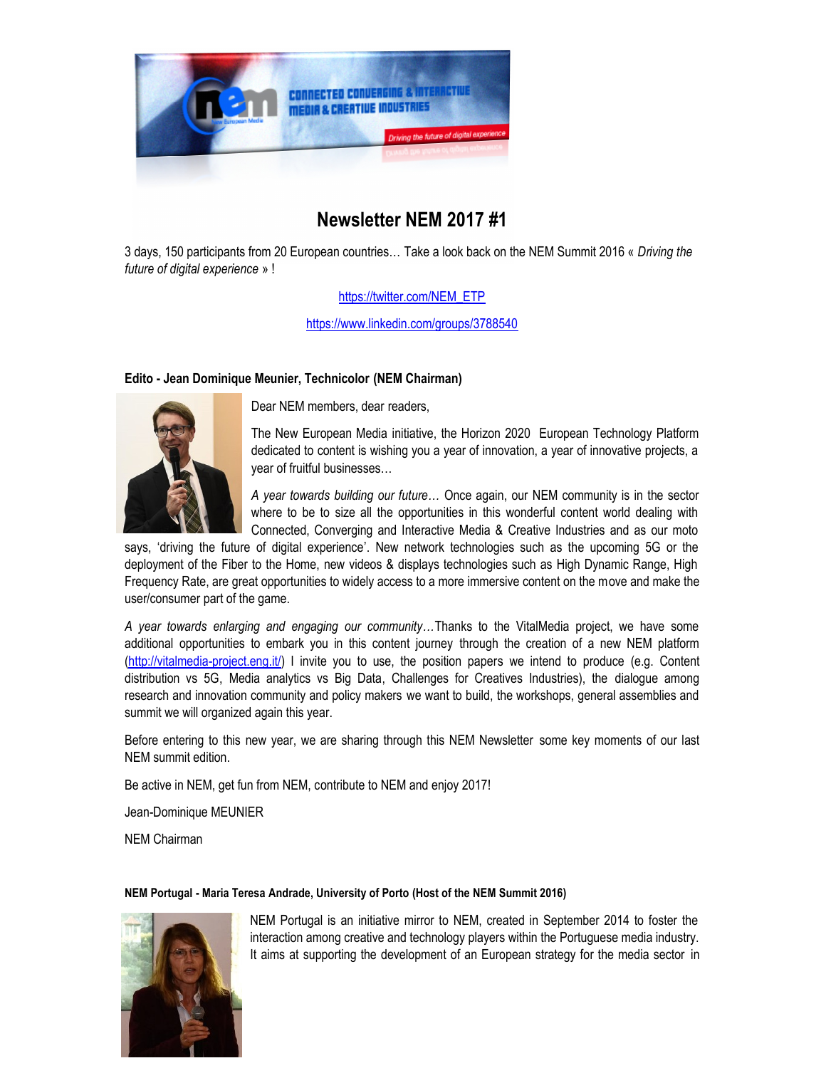# Newsletter NEM 2017 #1

3 days, 150 participants from 20 European countries… Take a look back on the NEM Summit 2016 « *Driving the future of digital experience* » !

https://twitter.com/NEM_ETP

https://www.linkedin.com/groups/3788540

**Edito - Jean Dominique Meunier, Technicolor (NEM Chairman)**

Dear NEM members, dear readers,

The New European Media initiative, the Horizon 2020 European Technology Platform dedicated to content is wishing you a year of innovation, a year of innovative projects, a year of fruitful businesses…

*A year towards building our future…* Once again, our NEM community is in the sector where to be to size all the opportunities in this wonderful content world dealing with Connected, Converging and Interactive Media & Creative Industries and as our moto says, 'driving the future of digital experience'. New network technologies such as the upcoming 5G or the deployment of the Fiber to the Home, new videos & displays technologies such as High Dynamic Range, High Frequency Rate, are great opportunities to widely access to a more immersive content on the move and make the user/consumer part of the game.

*A year towards enlarging and engaging our community…*Thanks to the VitalMedia project, we have some additional opportunities to embark you in this content journey through the creation of a new NEM platform (http://vitalmedia-project.eng.it/) I invite you to use, the position papers we intend to produce (e.g. Content distribution vs 5G, Media analytics vs Big Data, Challenges for Creatives Industries), the dialogue among research and innovation community and policy makers we want to build, the workshops, general assemblies and summit we will organized again this year.

Before entering to this new year, we are sharing through this NEM Newsletter some key moments of our last NEM summit edition.

Be active in NEM, get fun from NEM, contribute to NEM and enjoy 2017!

Jean-Dominique MEUNIER

NEM Chairman

**NEM Portugal - Maria Teresa Andrade, University of Porto (Host of the NEM Summit 2016)**

NEM Portugal is an initiative mirror to NEM, created in September 2014 to foster the interaction among creative and technology players within the Portuguese media industry. It aims at supporting the development of an European strategy for the media sector in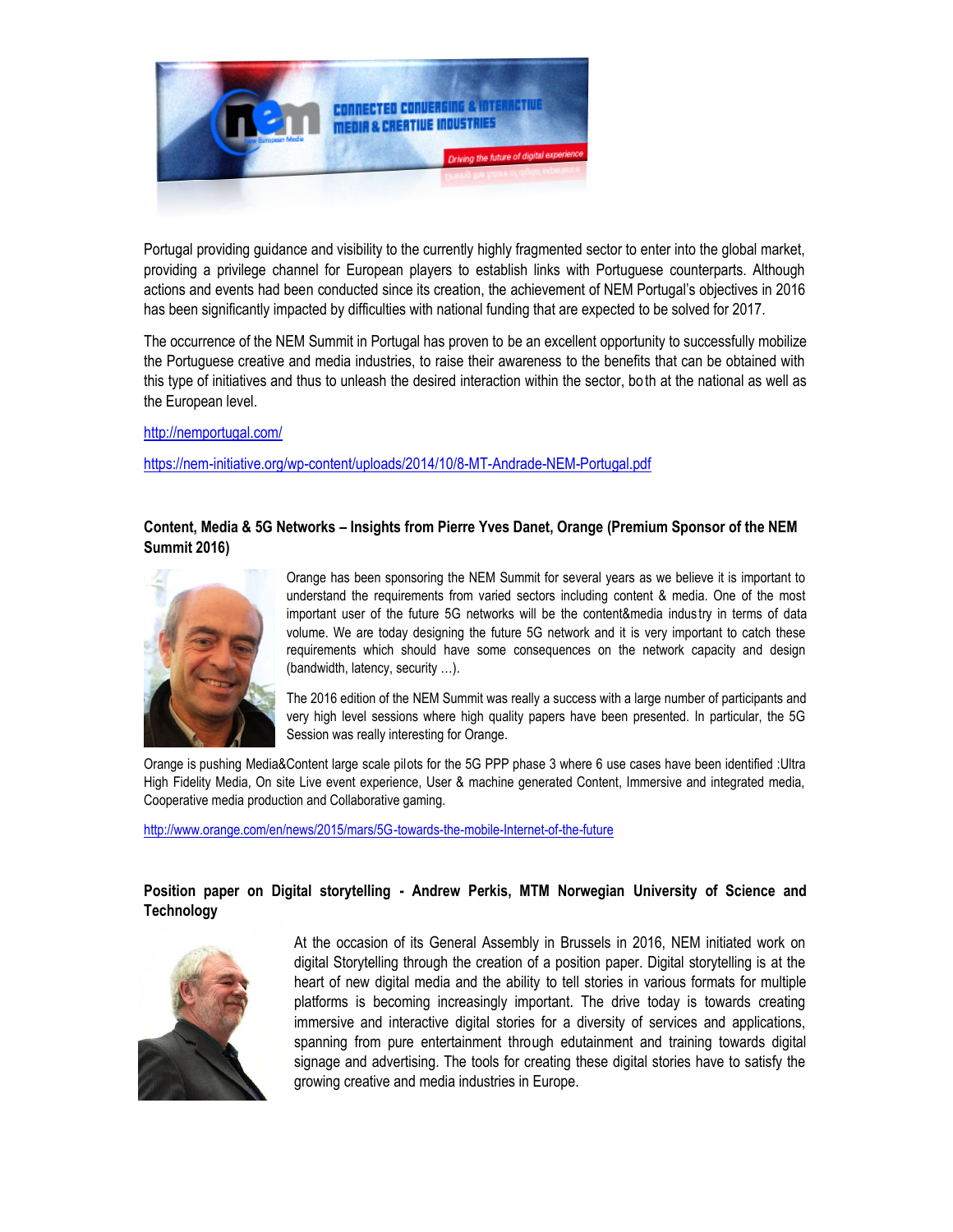Portugal providing guidance and visibility to the currently highly fragmented sector to enter into the global market, providing a privilege channel for European players to establish links with Portuguese counterparts. Although actions and events had been conducted since its creation, the achievement of NEM Portugal's objectives in 2016 has been significantly impacted by difficulties with national funding that are expected to be solved for 2017.

The occurrence of the NEM Summit in Portugal has proven to be an excellent opportunity to successfully mobilize the Portuguese creative and media industries, to raise their awareness to the benefits that can be obtained with this type of initiatives and thus to unleash the desired interaction within the sector, both at the national as well as the European level.

http://nemportugal.com/

https://nem-initiative.org/wp-content/uploads/2014/10/8-MT-Andrade-NEM-Portugal.pdf

**Content, Media & 5G Networks – Insights from Pierre Yves Danet, Orange (Premium Sponsor of the NEM Summit 2016)**

Orange has been sponsoring the NEM Summit for several years as we believe it is important to understand the requirements from varied sectors including content & media. One of the most important user of the future 5G networks will be the content&media industry in terms of data volume. We are today designing the future 5G network and it is very important to catch these requirements which should have some consequences on the network capacity and design (bandwidth, latency, security …).

The 2016 edition of the NEM Summit was really a success with a large number of participants and very high level sessions where high quality papers have been presented. In particular, the 5G Session was really interesting for Orange.

Orange is pushing Media&Content large scale pilots for the 5G PPP phase 3 where 6 use cases have been identified :Ultra High Fidelity Media, On site Live event experience, User & machine generated Content, Immersive and integrated media, Cooperative media production and Collaborative gaming.

http://www.orange.com/en/news/2015/mars/5G-towards-the-mobile-Internet-of-the-future

**Position paper on Digital storytelling - Andrew Perkis, MTM Norwegian University of Science and Technology**

At the occasion of its General Assembly in Brussels in 2016, NEM initiated work on digital Storytelling through the creation of a position paper. Digital storytelling is at the heart of new digital media and the ability to tell stories in various formats for multiple platforms is becoming increasingly important. The drive today is towards creating immersive and interactive digital stories for a diversity of services and applications, spanning from pure entertainment through edutainment and training towards digital signage and advertising. The tools for creating these digital stories have to satisfy the growing creative and media industries in Europe.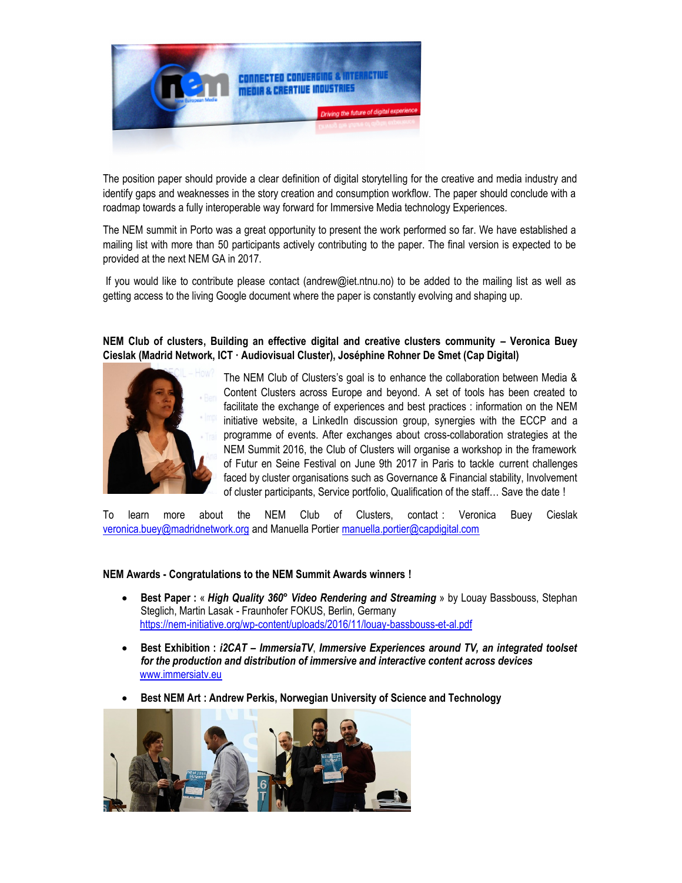The position paper should provide a clear definition of digital storytelling for the creative and media industry and identify gaps and weaknesses in the story creation and consumption workflow. The paper should conclude with a roadmap towards a fully interoperable way forward for Immersive Media technology Experiences.

The NEM summit in Porto was a great opportunity to present the work performed so far. We have established a mailing list with more than 50 participants actively contributing to the paper. The final version is expected to be provided at the next NEM GA in 2017.

If you would like to contribute please contact (andrew@iet.ntnu.no) to be added to the mailing list as well as getting access to the living Google document where the paper is constantly evolving and shaping up.

**NEM Club of clusters, Building an effective digital and creative clusters community – Veronica Buey Cieslak (Madrid Network, ICT · Audiovisual Cluster), Joséphine Rohner De Smet (Cap Digital)**

The NEM Club of Clusters's goal is to enhance the collaboration between Media & Content Clusters across Europe and beyond. A set of tools has been created to facilitate the exchange of experiences and best practices : information on the NEM initiative website, a LinkedIn discussion group, synergies with the ECCP and a programme of events. After exchanges about cross-collaboration strategies at the NEM Summit 2016, the Club of Clusters will organise a workshop in the framework of Futur en Seine Festival on June 9th 2017 in Paris to tackle current challenges faced by cluster organisations such as Governance & Financial stability, Involvement of cluster participants, Service portfolio, Qualification of the staff… Save the date !

To learn more about the NEM Club of Clusters, contact : Veronica Buey Cieslak veronica.buey@madridnetwork.org and Manuella Portier manuella.portier@capdigital.com

**NEM Awards - Congratulations to the NEM Summit Awards winners !**

- **Best Paper :** « ***High Quality 360° Video Rendering and Streaming*** » by Louay Bassbouss, Stephan Steglich, Martin Lasak - Fraunhofer FOKUS, Berlin, Germany
  https://nem-initiative.org/wp-content/uploads/2016/11/louay-bassbouss-et-al.pdf
- **Best Exhibition :** ***i2CAT – ImmersiaTV*, *Immersive Experiences around TV, an integrated toolset for the production and distribution of immersive and interactive content across devices***
  www.immersiatv.eu
- **Best NEM Art : Andrew Perkis, Norwegian University of Science and Technology**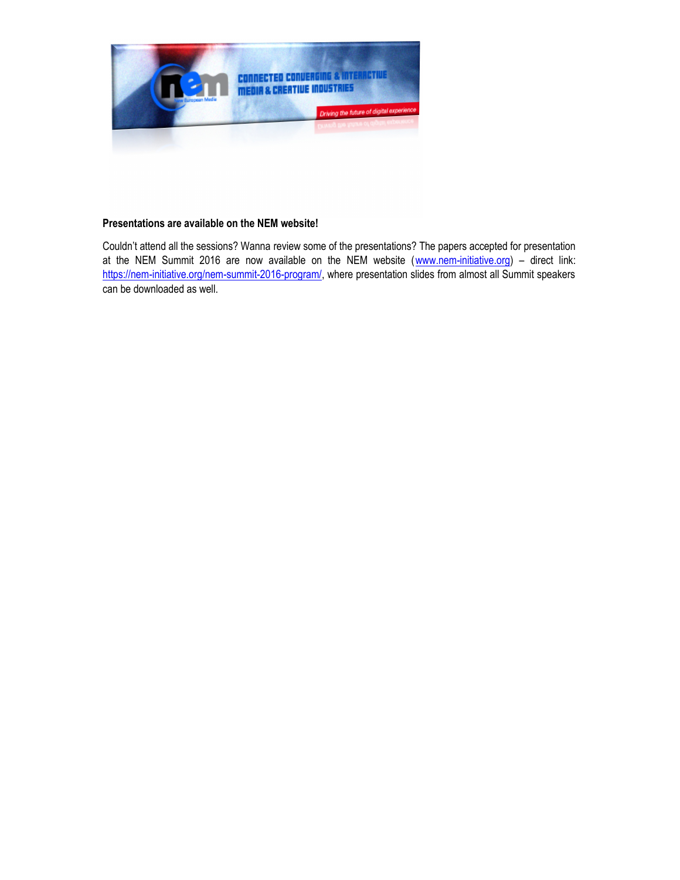**Presentations are available on the NEM website!**

Couldn't attend all the sessions? Wanna review some of the presentations? The papers accepted for presentation at the NEM Summit 2016 are now available on the NEM website (www.nem-initiative.org) – direct link: https://nem-initiative.org/nem-summit-2016-program/, where presentation slides from almost all Summit speakers can be downloaded as well.